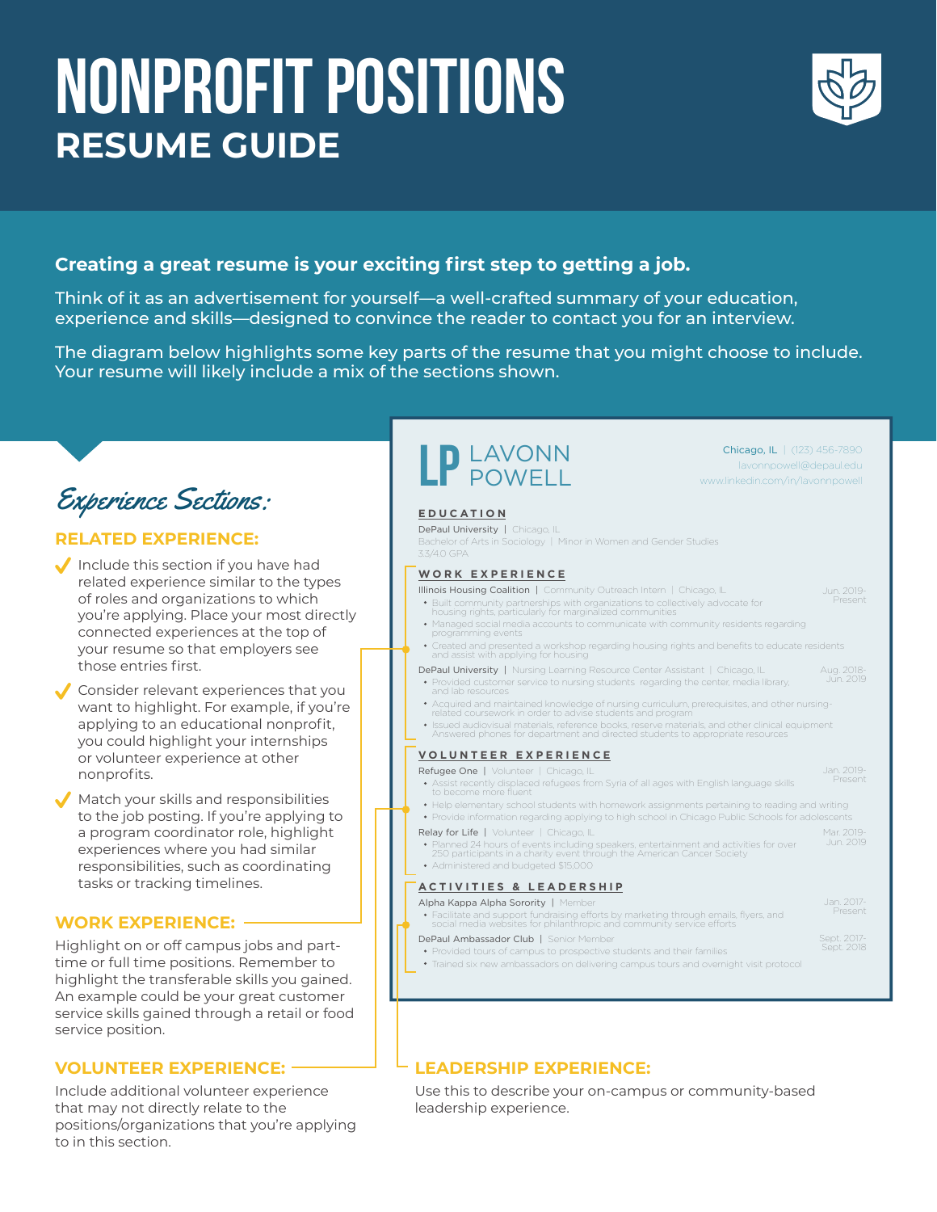# NONPROFIT POSITIONS

## RESUME GUIDE

**Creating a great resume is your exciting first step to getting a job.**

Think of it as an advertisement for yourself—a well-crafted summary of your education, experience and skills—designed to convince the reader to contact you for an interview.

The diagram below highlights some key parts of the resume that you might choose to include. Your resume will likely include a mix of the sections shown.

## *Experience Sections:*

### RELATED EXPERIENCE:

- Include this section if you have had related experience similar to the types of roles and organizations to which you're applying. Place your most directly connected experiences at the top of your resume so that employers see those entries first.
- Consider relevant experiences that you want to highlight. For example, if you're applying to an educational nonprofit, you could highlight your internships or volunteer experience at other nonprofits.
- Match your skills and responsibilities to the job posting. If you're applying to a program coordinator role, highlight experiences where you had similar responsibilities, such as coordinating tasks or tracking timelines.

### WORK EXPERIENCE:

Highlight on or off campus jobs and part-time or full time positions. Remember to highlight the transferable skills you gained. An example could be your great customer service skills gained through a retail or food service position.

### VOLUNTEER EXPERIENCE:

Include additional volunteer experience that may not directly relate to the positions/organizations that you're applying to in this section.

### LEADERSHIP EXPERIENCE:

Use this to describe your on-campus or community-based leadership experience.

---

**LP LAVONN POWELL**

Chicago, IL | (123) 456-7890
lavonnpowell@depaul.edu
www.linkedin.com/in/lavonnpowell

**EDUCATION**

DePaul University | Chicago, IL
Bachelor of Arts in Sociology | Minor in Women and Gender Studies
3.3/4.0 GPA

**WORK EXPERIENCE**

Illinois Housing Coalition | Community Outreach Intern | Chicago, IL — Jun. 2019-Present
- Built community partnerships with organizations to collectively advocate for housing rights, particularly for marginalized communities
- Managed social media accounts to communicate with community residents regarding programming events
- Created and presented a workshop regarding housing rights and benefits to educate residents and assist with applying for housing

DePaul University | Nursing Learning Resource Center Assistant | Chicago, IL — Aug. 2018-Jun. 2019
- Provided customer service to nursing students regarding the center, media library, and lab resources
- Acquired and maintained knowledge of nursing curriculum, prerequisites, and other nursing-related coursework in order to advise students and program
- Issued audiovisual materials, reference books, reserve materials, and other clinical equipment Answered phones for department and directed students to appropriate resources

**VOLUNTEER EXPERIENCE**

Refugee One | Volunteer | Chicago, IL — Jan. 2019-Present
- Assist recently displaced refugees from Syria of all ages with English language skills to become more fluent
- Help elementary school students with homework assignments pertaining to reading and writing
- Provide information regarding applying to high school in Chicago Public Schools for adolescents

Relay for Life | Volunteer | Chicago, IL — Mar. 2019-Jun. 2019
- Planned 24 hours of events including speakers, entertainment and activities for over 250 participants in a charity event through the American Cancer Society
- Administered and budgeted $15,000

**ACTIVITIES & LEADERSHIP**

Alpha Kappa Alpha Sorority | Member — Jan. 2017-Present
- Facilitate and support fundraising efforts by marketing through emails, flyers, and social media websites for philanthropic and community service efforts

DePaul Ambassador Club | Senior Member — Sept. 2017-Sept. 2018
- Provided tours of campus to prospective students and their families
- Trained six new ambassadors on delivering campus tours and overnight visit protocol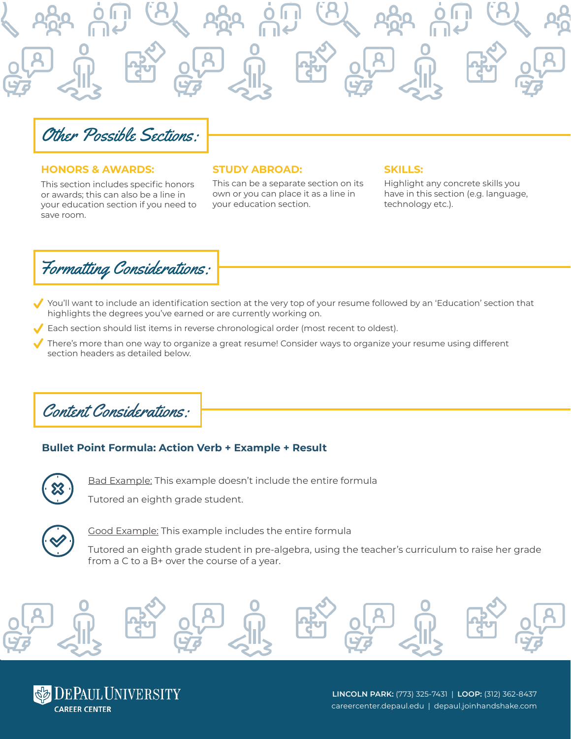## Other Possible Sections:

### HONORS & AWARDS:

This section includes specific honors or awards; this can also be a line in your education section if you need to save room.

### STUDY ABROAD:

This can be a separate section on its own or you can place it as a line in your education section.

### SKILLS:

Highlight any concrete skills you have in this section (e.g. language, technology etc.).

## Formatting Considerations:

- You'll want to include an identification section at the very top of your resume followed by an 'Education' section that highlights the degrees you've earned or are currently working on.
- Each section should list items in reverse chronological order (most recent to oldest).
- There's more than one way to organize a great resume! Consider ways to organize your resume using different section headers as detailed below.

## Content Considerations:

**Bullet Point Formula: Action Verb + Example + Result**

Bad Example: This example doesn't include the entire formula

Tutored an eighth grade student.

Good Example: This example includes the entire formula

Tutored an eighth grade student in pre-algebra, using the teacher's curriculum to raise her grade from a C to a B+ over the course of a year.

DEPAUL UNIVERSITY
CAREER CENTER

**LINCOLN PARK:** (773) 325-7431 | **LOOP:** (312) 362-8437
careercenter.depaul.edu | depaul.joinhandshake.com